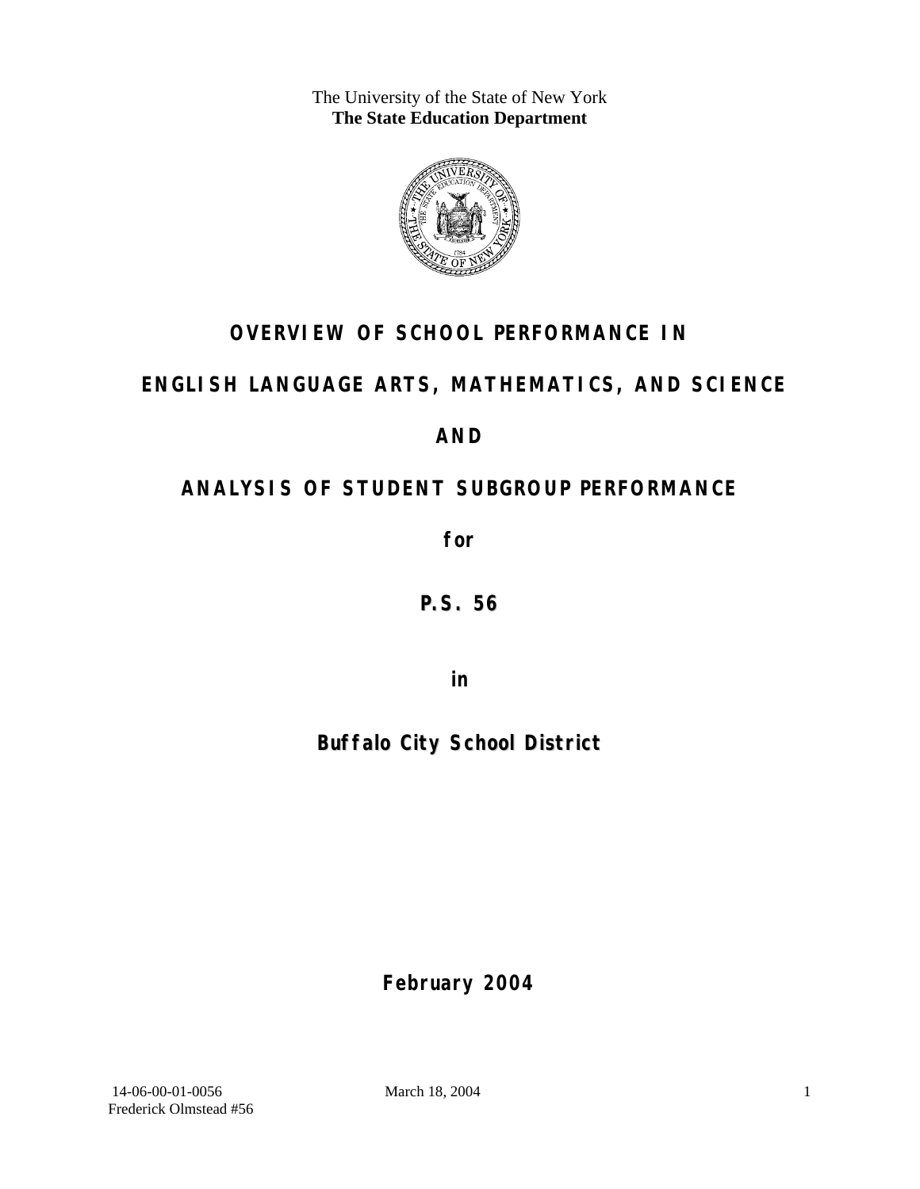The University of the State of New York
**The State Education Department**

# OVERVIEW OF SCHOOL PERFORMANCE IN

# ENGLISH LANGUAGE ARTS, MATHEMATICS, AND SCIENCE

# AND

# ANALYSIS OF STUDENT SUBGROUP PERFORMANCE

**for**

**P.S. 56**

**in**

**Buffalo City School District**

**February 2004**

14-06-00-01-0056
Frederick Olmstead #56

March 18, 2004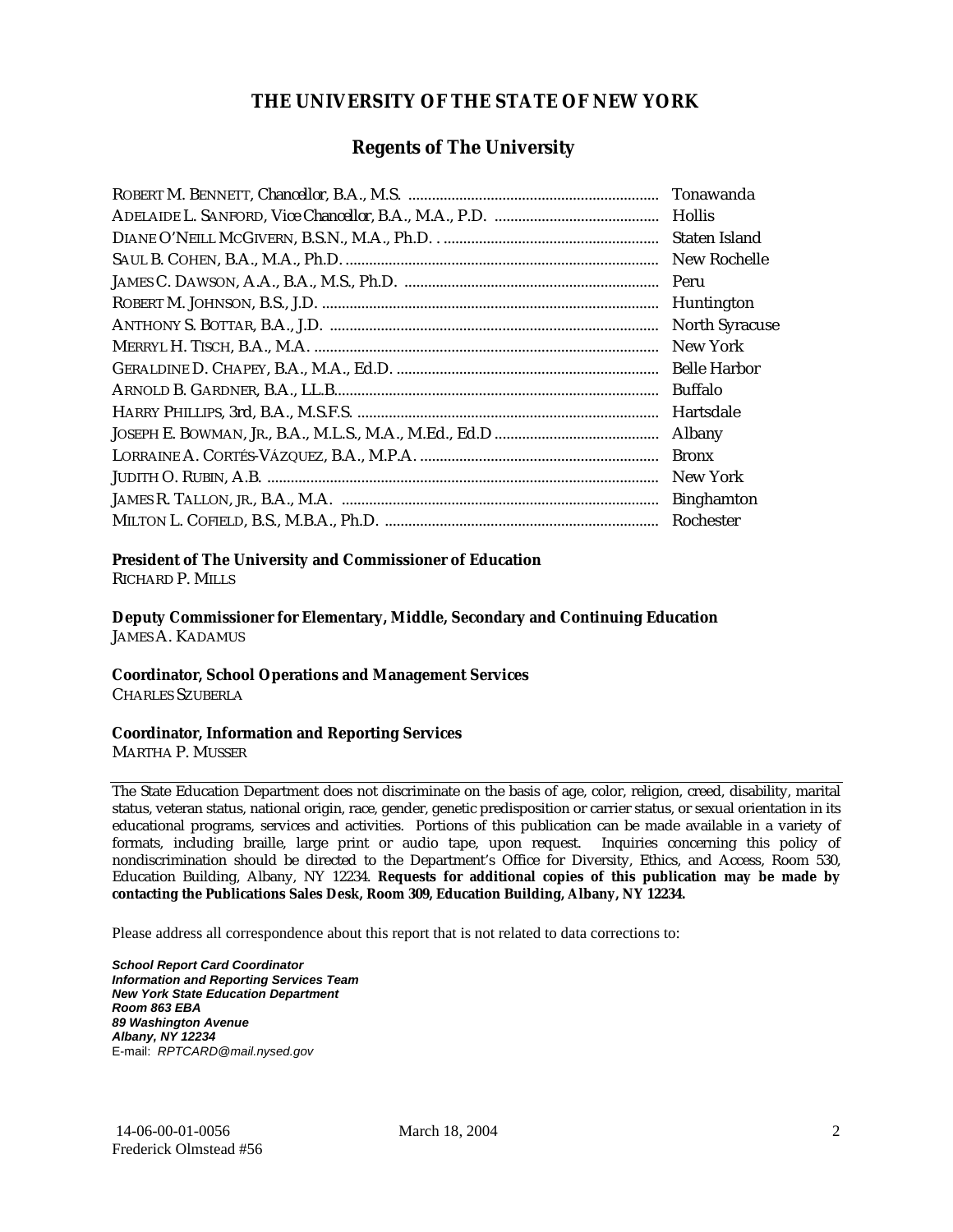# THE UNIVERSITY OF THE STATE OF NEW YORK

## Regents of The University

| | |
|---|---|
| ROBERT M. BENNETT, *Chancellor*, B.A., M.S. | Tonawanda |
| ADELAIDE L. SANFORD, *Vice Chancellor*, B.A., M.A., P.D. | Hollis |
| DIANE O'NEILL MCGIVERN, B.S.N., M.A., Ph.D. | Staten Island |
| SAUL B. COHEN, B.A., M.A., Ph.D. | New Rochelle |
| JAMES C. DAWSON, A.A., B.A., M.S., Ph.D. | Peru |
| ROBERT M. JOHNSON, B.S., J.D. | Huntington |
| ANTHONY S. BOTTAR, B.A., J.D. | North Syracuse |
| MERRYL H. TISCH, B.A., M.A. | New York |
| GERALDINE D. CHAPEY, B.A., M.A., Ed.D. | Belle Harbor |
| ARNOLD B. GARDNER, B.A., LL.B. | Buffalo |
| HARRY PHILLIPS, 3rd, B.A., M.S.F.S. | Hartsdale |
| JOSEPH E. BOWMAN, JR., B.A., M.L.S., M.A., M.Ed., Ed.D | Albany |
| LORRAINE A. CORTÉS-VÁZQUEZ, B.A., M.P.A. | Bronx |
| JUDITH O. RUBIN, A.B. | New York |
| JAMES R. TALLON, JR., B.A., M.A. | Binghamton |
| MILTON L. COFIELD, B.S., M.B.A., Ph.D. | Rochester |

**President of The University and Commissioner of Education**
RICHARD P. MILLS

**Deputy Commissioner for Elementary, Middle, Secondary and Continuing Education**
JAMES A. KADAMUS

**Coordinator, School Operations and Management Services**
CHARLES SZUBERLA

**Coordinator, Information and Reporting Services**
MARTHA P. MUSSER

---

The State Education Department does not discriminate on the basis of age, color, religion, creed, disability, marital status, veteran status, national origin, race, gender, genetic predisposition or carrier status, or sexual orientation in its educational programs, services and activities. Portions of this publication can be made available in a variety of formats, including braille, large print or audio tape, upon request. Inquiries concerning this policy of nondiscrimination should be directed to the Department's Office for Diversity, Ethics, and Access, Room 530, Education Building, Albany, NY 12234. **Requests for additional copies of this publication may be made by contacting the Publications Sales Desk, Room 309, Education Building, Albany, NY 12234.**

Please address all correspondence about this report that is not related to data corrections to:

***School Report Card Coordinator***
***Information and Reporting Services Team***
***New York State Education Department***
***Room 863 EBA***
***89 Washington Avenue***
***Albany, NY 12234***
E-mail: *RPTCARD@mail.nysed.gov*

14-06-00-01-0056 March 18, 2004
Frederick Olmstead #56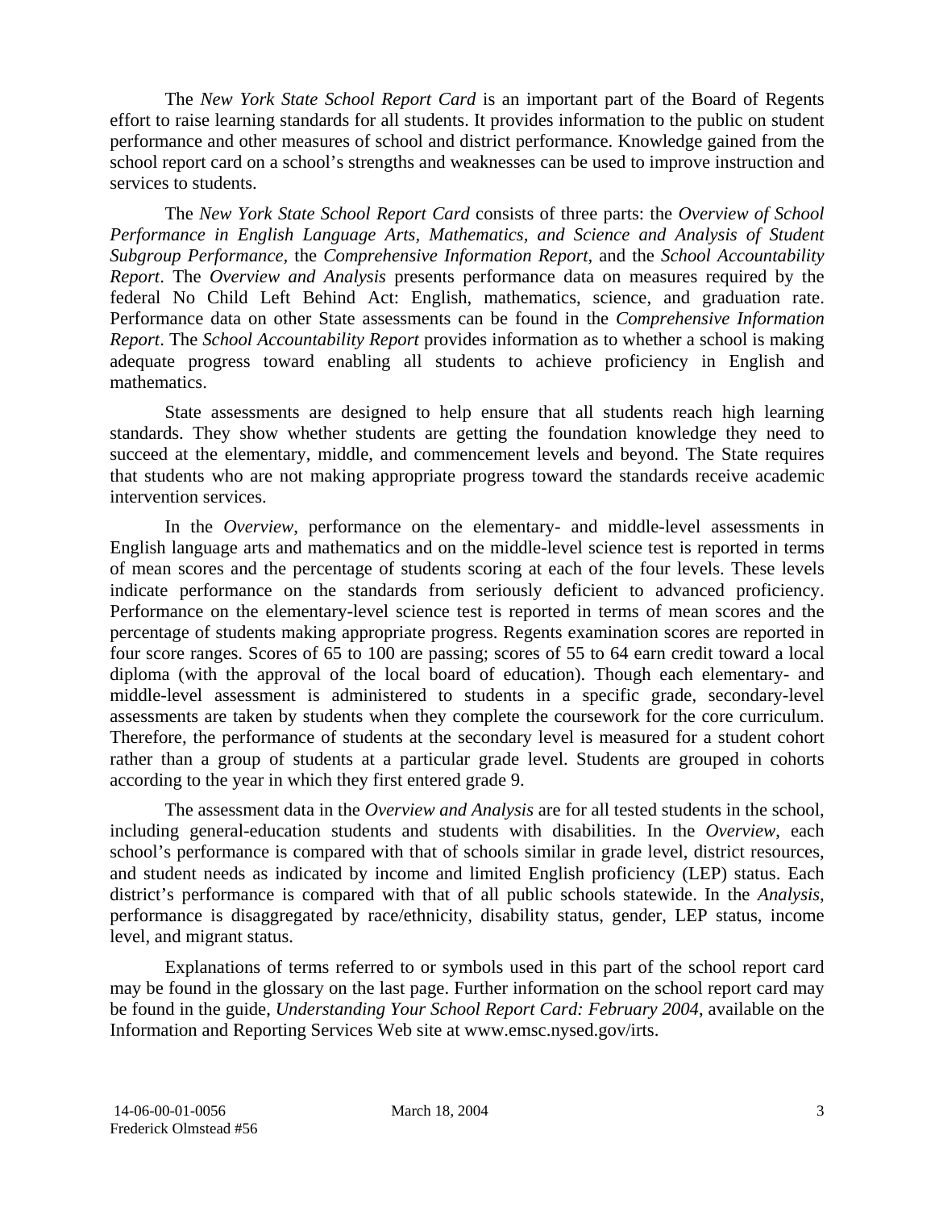The *New York State School Report Card* is an important part of the Board of Regents effort to raise learning standards for all students. It provides information to the public on student performance and other measures of school and district performance. Knowledge gained from the school report card on a school's strengths and weaknesses can be used to improve instruction and services to students.

The *New York State School Report Card* consists of three parts: the *Overview of School Performance in English Language Arts, Mathematics, and Science and Analysis of Student Subgroup Performance,* the *Comprehensive Information Report,* and the *School Accountability Report*. The *Overview and Analysis* presents performance data on measures required by the federal No Child Left Behind Act: English, mathematics, science, and graduation rate. Performance data on other State assessments can be found in the *Comprehensive Information Report*. The *School Accountability Report* provides information as to whether a school is making adequate progress toward enabling all students to achieve proficiency in English and mathematics.

State assessments are designed to help ensure that all students reach high learning standards. They show whether students are getting the foundation knowledge they need to succeed at the elementary, middle, and commencement levels and beyond. The State requires that students who are not making appropriate progress toward the standards receive academic intervention services.

In the *Overview*, performance on the elementary- and middle-level assessments in English language arts and mathematics and on the middle-level science test is reported in terms of mean scores and the percentage of students scoring at each of the four levels. These levels indicate performance on the standards from seriously deficient to advanced proficiency. Performance on the elementary-level science test is reported in terms of mean scores and the percentage of students making appropriate progress. Regents examination scores are reported in four score ranges. Scores of 65 to 100 are passing; scores of 55 to 64 earn credit toward a local diploma (with the approval of the local board of education). Though each elementary- and middle-level assessment is administered to students in a specific grade, secondary-level assessments are taken by students when they complete the coursework for the core curriculum. Therefore, the performance of students at the secondary level is measured for a student cohort rather than a group of students at a particular grade level. Students are grouped in cohorts according to the year in which they first entered grade 9.

The assessment data in the *Overview and Analysis* are for all tested students in the school, including general-education students and students with disabilities. In the *Overview*, each school's performance is compared with that of schools similar in grade level, district resources, and student needs as indicated by income and limited English proficiency (LEP) status. Each district's performance is compared with that of all public schools statewide. In the *Analysis*, performance is disaggregated by race/ethnicity, disability status, gender, LEP status, income level, and migrant status.

Explanations of terms referred to or symbols used in this part of the school report card may be found in the glossary on the last page. Further information on the school report card may be found in the guide, *Understanding Your School Report Card: February 2004*, available on the Information and Reporting Services Web site at www.emsc.nysed.gov/irts.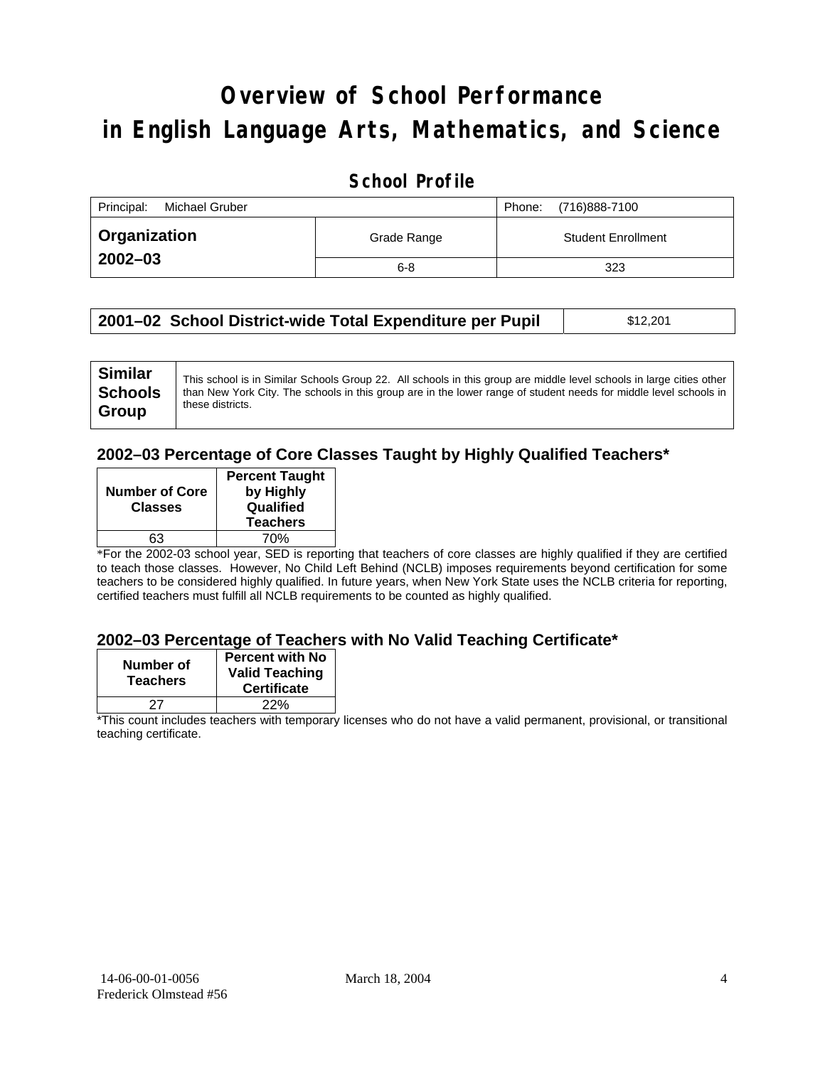# Overview of School Performance in English Language Arts, Mathematics, and Science

## School Profile

| Principal: Michael Gruber | | Phone: (716)888-7100 |
|---|---|---|
| **Organization 2002–03** | Grade Range | Student Enrollment |
| | 6-8 | 323 |

| **2001–02 School District-wide Total Expenditure per Pupil** | $12,201 |
|---|---|

| **Similar Schools Group** | This school is in Similar Schools Group 22. All schools in this group are middle level schools in large cities other than New York City. The schools in this group are in the lower range of student needs for middle level schools in these districts. |
|---|---|

### 2002–03 Percentage of Core Classes Taught by Highly Qualified Teachers*

| Number of Core Classes | Percent Taught by Highly Qualified Teachers |
|---|---|
| 63 | 70% |

*For the 2002-03 school year, SED is reporting that teachers of core classes are highly qualified if they are certified to teach those classes. However, No Child Left Behind (NCLB) imposes requirements beyond certification for some teachers to be considered highly qualified. In future years, when New York State uses the NCLB criteria for reporting, certified teachers must fulfill all NCLB requirements to be counted as highly qualified.

### 2002–03 Percentage of Teachers with No Valid Teaching Certificate*

| Number of Teachers | Percent with No Valid Teaching Certificate |
|---|---|
| 27 | 22% |

*This count includes teachers with temporary licenses who do not have a valid permanent, provisional, or transitional teaching certificate.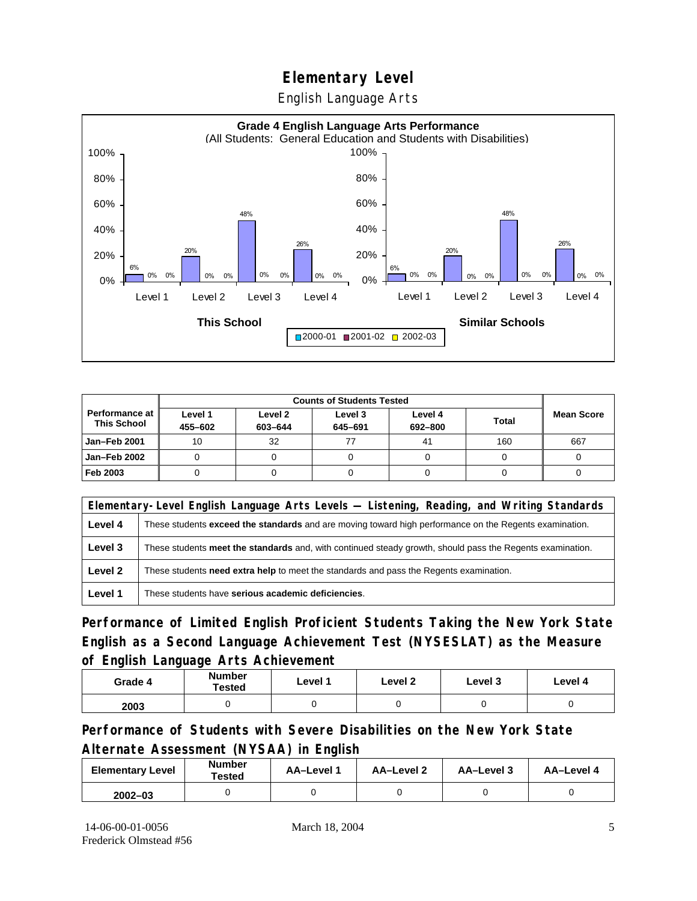# Elementary Level

English Language Arts

**Grade 4 English Language Arts Performance**
(All Students: General Education and Students with Disabilities)

| | Level 1 | | | Level 2 | | | Level 3 | | | Level 4 | | |
|---|---|---|---|---|---|---|---|---|---|---|---|---|
| | 2000-01 | 2001-02 | 2002-03 | 2000-01 | 2001-02 | 2002-03 | 2000-01 | 2001-02 | 2002-03 | 2000-01 | 2001-02 | 2002-03 |
| This School | 6% | 0% | 0% | 20% | 0% | 0% | 48% | 0% | 0% | 26% | 0% | 0% |
| Similar Schools | 6% | 0% | 0% | 20% | 0% | 0% | 48% | 0% | 0% | 26% | 0% | 0% |

| Performance at This School | Counts of Students Tested | | | | | Mean Score |
|---|---|---|---|---|---|---|
| | Level 1 455–602 | Level 2 603–644 | Level 3 645–691 | Level 4 692–800 | Total | |
| Jan–Feb 2001 | 10 | 32 | 77 | 41 | 160 | 667 |
| Jan–Feb 2002 | 0 | 0 | 0 | 0 | 0 | 0 |
| Feb 2003 | 0 | 0 | 0 | 0 | 0 | 0 |

| Elementary-Level English Language Arts Levels — Listening, Reading, and Writing Standards | |
|---|---|
| Level 4 | These students **exceed the standards** and are moving toward high performance on the Regents examination. |
| Level 3 | These students **meet the standards** and, with continued steady growth, should pass the Regents examination. |
| Level 2 | These students **need extra help** to meet the standards and pass the Regents examination. |
| Level 1 | These students have **serious academic deficiencies**. |

## Performance of Limited English Proficient Students Taking the New York State English as a Second Language Achievement Test (NYSESLAT) as the Measure of English Language Arts Achievement

| Grade 4 | Number Tested | Level 1 | Level 2 | Level 3 | Level 4 |
|---|---|---|---|---|---|
| 2003 | 0 | 0 | 0 | 0 | 0 |

## Performance of Students with Severe Disabilities on the New York State Alternate Assessment (NYSAA) in English

| Elementary Level | Number Tested | AA–Level 1 | AA–Level 2 | AA–Level 3 | AA–Level 4 |
|---|---|---|---|---|---|
| 2002–03 | 0 | 0 | 0 | 0 | 0 |

14-06-00-01-0056
Frederick Olmstead #56

March 18, 2004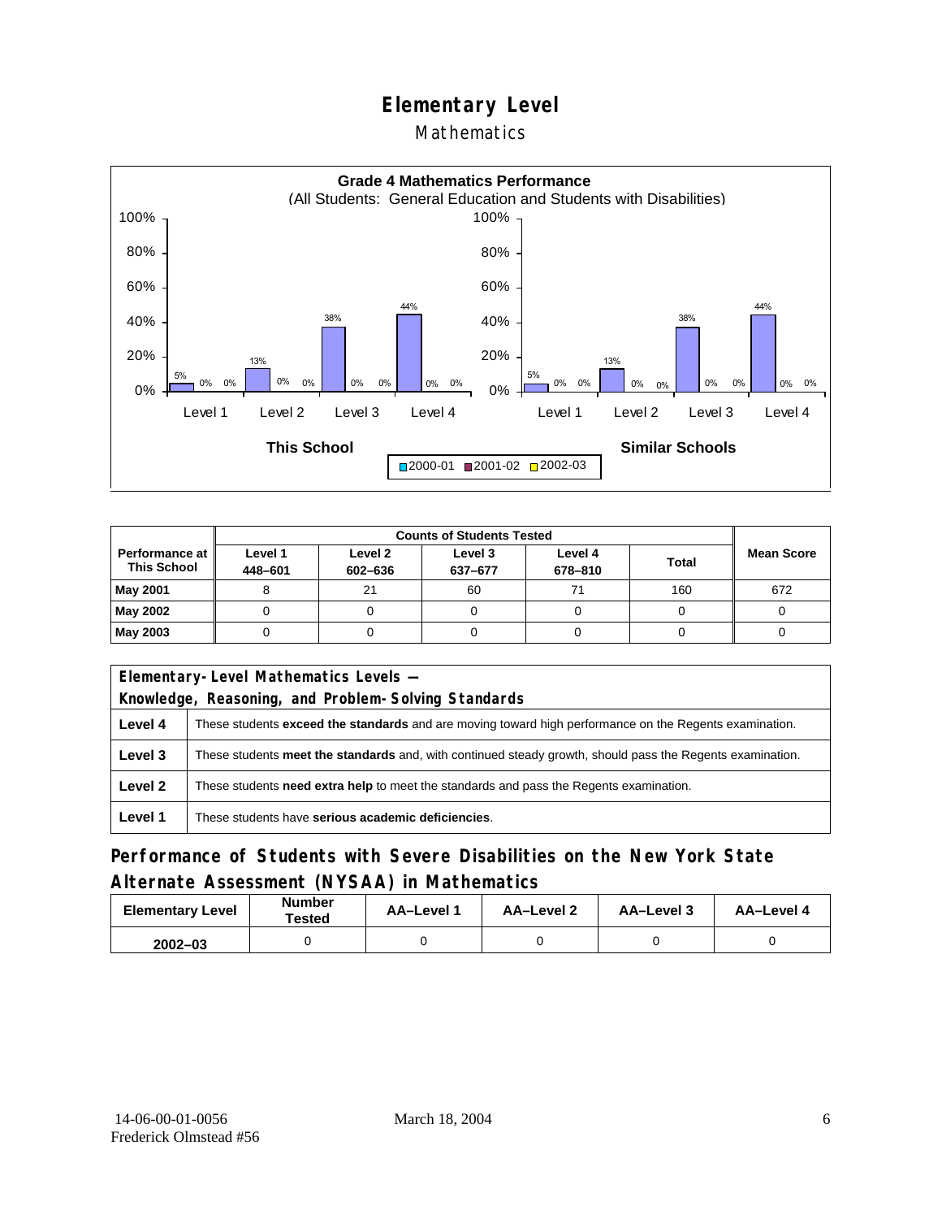# Elementary Level

## Mathematics

**Grade 4 Mathematics Performance**
(All Students: General Education and Students with Disabilities)

This School

| | 2000-01 | 2001-02 | 2002-03 |
|---|---|---|---|
| Level 1 | 5% | 0% | 0% |
| Level 2 | 13% | 0% | 0% |
| Level 3 | 38% | 0% | 0% |
| Level 4 | 44% | 0% | 0% |

Similar Schools

| | 2000-01 | 2001-02 | 2002-03 |
|---|---|---|---|
| Level 1 | 5% | 0% | 0% |
| Level 2 | 13% | 0% | 0% |
| Level 3 | 38% | 0% | 0% |
| Level 4 | 44% | 0% | 0% |

| Performance at This School | Counts of Students Tested | | | | | Mean Score |
|---|---|---|---|---|---|---|
| | Level 1 448–601 | Level 2 602–636 | Level 3 637–677 | Level 4 678–810 | Total | |
| **May 2001** | 8 | 21 | 60 | 71 | 160 | 672 |
| **May 2002** | 0 | 0 | 0 | 0 | 0 | 0 |
| **May 2003** | 0 | 0 | 0 | 0 | 0 | 0 |

| Elementary-Level Mathematics Levels — Knowledge, Reasoning, and Problem-Solving Standards | |
|---|---|
| **Level 4** | These students **exceed the standards** and are moving toward high performance on the Regents examination. |
| **Level 3** | These students **meet the standards** and, with continued steady growth, should pass the Regents examination. |
| **Level 2** | These students **need extra help** to meet the standards and pass the Regents examination. |
| **Level 1** | These students have **serious academic deficiencies**. |

## Performance of Students with Severe Disabilities on the New York State Alternate Assessment (NYSAA) in Mathematics

| Elementary Level | Number Tested | AA–Level 1 | AA–Level 2 | AA–Level 3 | AA–Level 4 |
|---|---|---|---|---|---|
| 2002–03 | 0 | 0 | 0 | 0 | 0 |

14-06-00-01-0056
Frederick Olmstead #56

March 18, 2004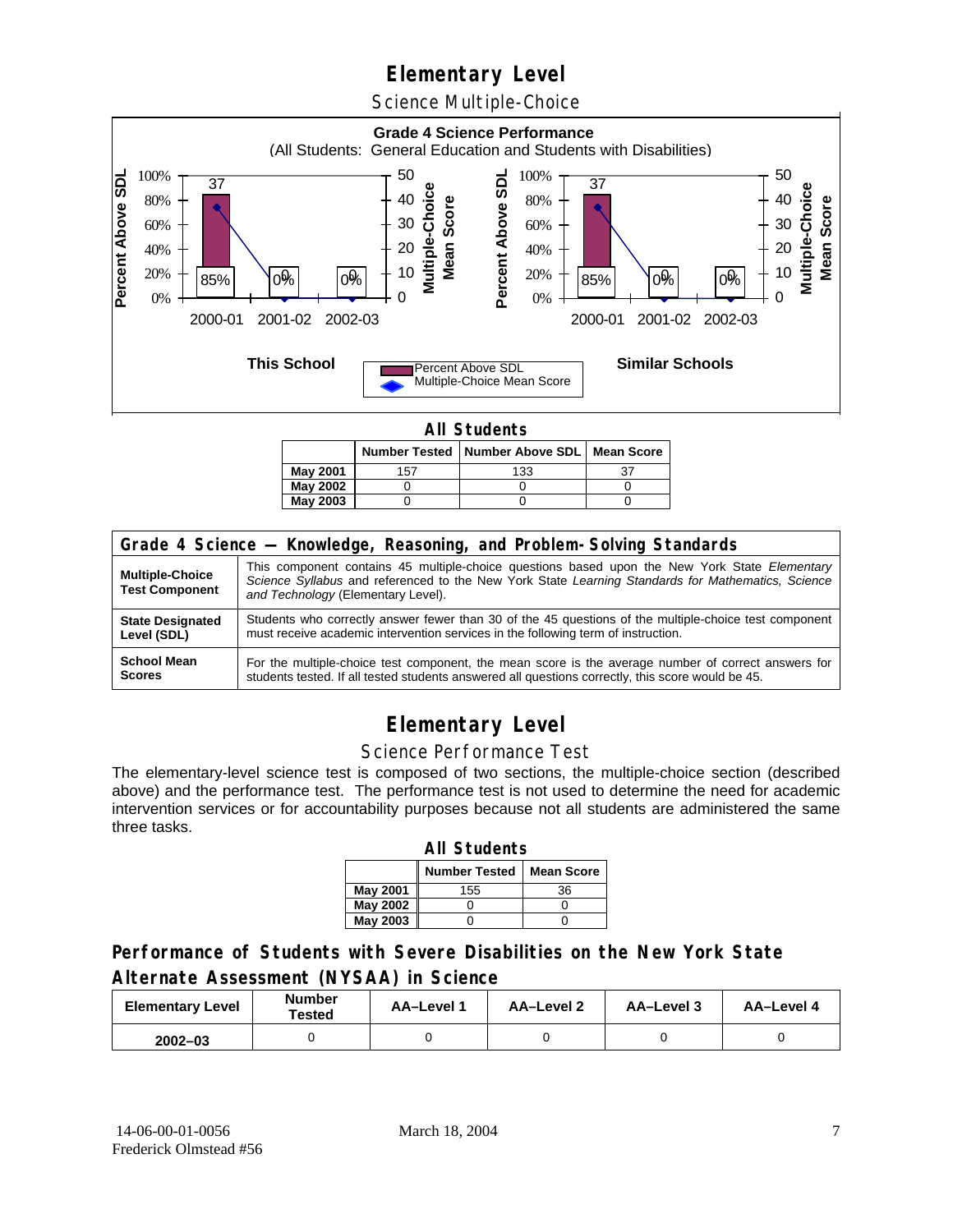# Elementary Level

## Science Multiple-Choice

**Grade 4 Science Performance**
(All Students: General Education and Students with Disabilities)

| | This School: Percent Above SDL | This School: Multiple-Choice Mean Score | Similar Schools: Percent Above SDL | Similar Schools: Multiple-Choice Mean Score |
|---|---|---|---|---|
| 2000-01 | 85% | 37 | 85% | 37 |
| 2001-02 | 0% | 0 | 0% | 0 |
| 2002-03 | 0% | 0 | 0% | 0 |

**All Students**

| | Number Tested | Number Above SDL | Mean Score |
|---|---|---|---|
| May 2001 | 157 | 133 | 37 |
| May 2002 | 0 | 0 | 0 |
| May 2003 | 0 | 0 | 0 |

| Grade 4 Science — Knowledge, Reasoning, and Problem-Solving Standards | |
|---|---|
| **Multiple-Choice Test Component** | This component contains 45 multiple-choice questions based upon the New York State *Elementary Science Syllabus* and referenced to the New York State *Learning Standards for Mathematics, Science and Technology* (Elementary Level). |
| **State Designated Level (SDL)** | Students who correctly answer fewer than 30 of the 45 questions of the multiple-choice test component must receive academic intervention services in the following term of instruction. |
| **School Mean Scores** | For the multiple-choice test component, the mean score is the average number of correct answers for students tested. If all tested students answered all questions correctly, this score would be 45. |

# Elementary Level

## Science Performance Test

The elementary-level science test is composed of two sections, the multiple-choice section (described above) and the performance test. The performance test is not used to determine the need for academic intervention services or for accountability purposes because not all students are administered the same three tasks.

**All Students**

| | Number Tested | Mean Score |
|---|---|---|
| May 2001 | 155 | 36 |
| May 2002 | 0 | 0 |
| May 2003 | 0 | 0 |

### Performance of Students with Severe Disabilities on the New York State Alternate Assessment (NYSAA) in Science

| Elementary Level | Number Tested | AA–Level 1 | AA–Level 2 | AA–Level 3 | AA–Level 4 |
|---|---|---|---|---|---|
| 2002–03 | 0 | 0 | 0 | 0 | 0 |

14-06-00-01-0056
Frederick Olmstead #56
March 18, 2004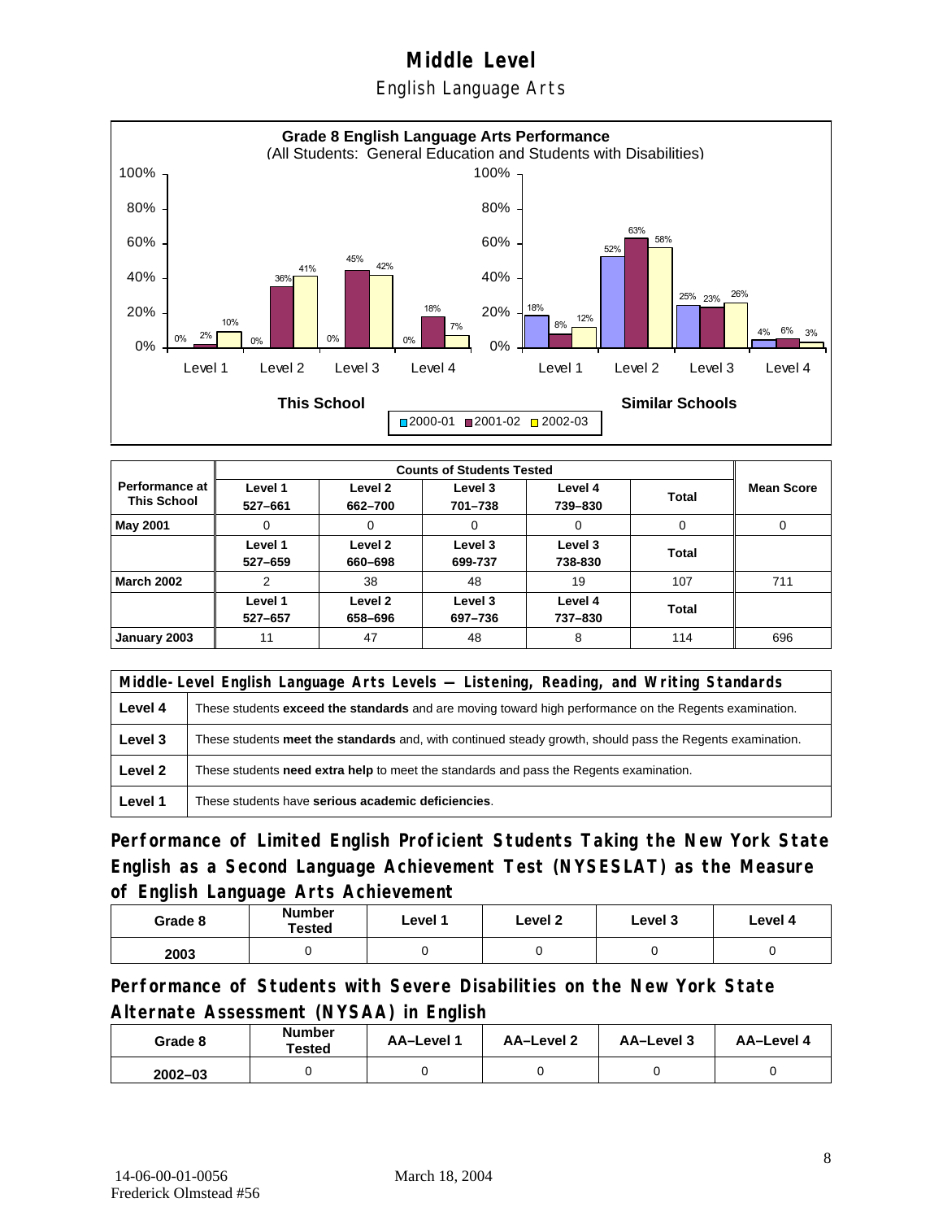# Middle Level

## English Language Arts

**Grade 8 English Language Arts Performance**
(All Students: General Education and Students with Disabilities)

**This School**

| | 2000-01 | 2001-02 | 2002-03 |
|---|---|---|---|
| Level 1 | 0% | 2% | 10% |
| Level 2 | 0% | 36% | 41% |
| Level 3 | 0% | 45% | 42% |
| Level 4 | 0% | 18% | 7% |

**Similar Schools**

| | 2000-01 | 2001-02 | 2002-03 |
|---|---|---|---|
| Level 1 | 18% | 8% | 12% |
| Level 2 | 52% | 63% | 58% |
| Level 3 | 25% | 23% | 26% |
| Level 4 | 4% | 6% | 3% |

| Performance at This School | Counts of Students Tested | | | | | Mean Score |
|---|---|---|---|---|---|---|
| | Level 1 527–661 | Level 2 662–700 | Level 3 701–738 | Level 4 739–830 | Total | |
| **May 2001** | 0 | 0 | 0 | 0 | 0 | 0 |
| | Level 1 527–659 | Level 2 660–698 | Level 3 699-737 | Level 3 738-830 | Total | |
| **March 2002** | 2 | 38 | 48 | 19 | 107 | 711 |
| | Level 1 527–657 | Level 2 658–696 | Level 3 697–736 | Level 4 737–830 | Total | |
| **January 2003** | 11 | 47 | 48 | 8 | 114 | 696 |

| Middle-Level English Language Arts Levels — Listening, Reading, and Writing Standards | |
|---|---|
| **Level 4** | These students **exceed the standards** and are moving toward high performance on the Regents examination. |
| **Level 3** | These students **meet the standards** and, with continued steady growth, should pass the Regents examination. |
| **Level 2** | These students **need extra help** to meet the standards and pass the Regents examination. |
| **Level 1** | These students have **serious academic deficiencies**. |

### Performance of Limited English Proficient Students Taking the New York State English as a Second Language Achievement Test (NYSESLAT) as the Measure of English Language Arts Achievement

| Grade 8 | Number Tested | Level 1 | Level 2 | Level 3 | Level 4 |
|---|---|---|---|---|---|
| 2003 | 0 | 0 | 0 | 0 | 0 |

### Performance of Students with Severe Disabilities on the New York State Alternate Assessment (NYSAA) in English

| Grade 8 | Number Tested | AA–Level 1 | AA–Level 2 | AA–Level 3 | AA–Level 4 |
|---|---|---|---|---|---|
| 2002–03 | 0 | 0 | 0 | 0 | 0 |

14-06-00-01-0056 March 18, 2004
Frederick Olmstead #56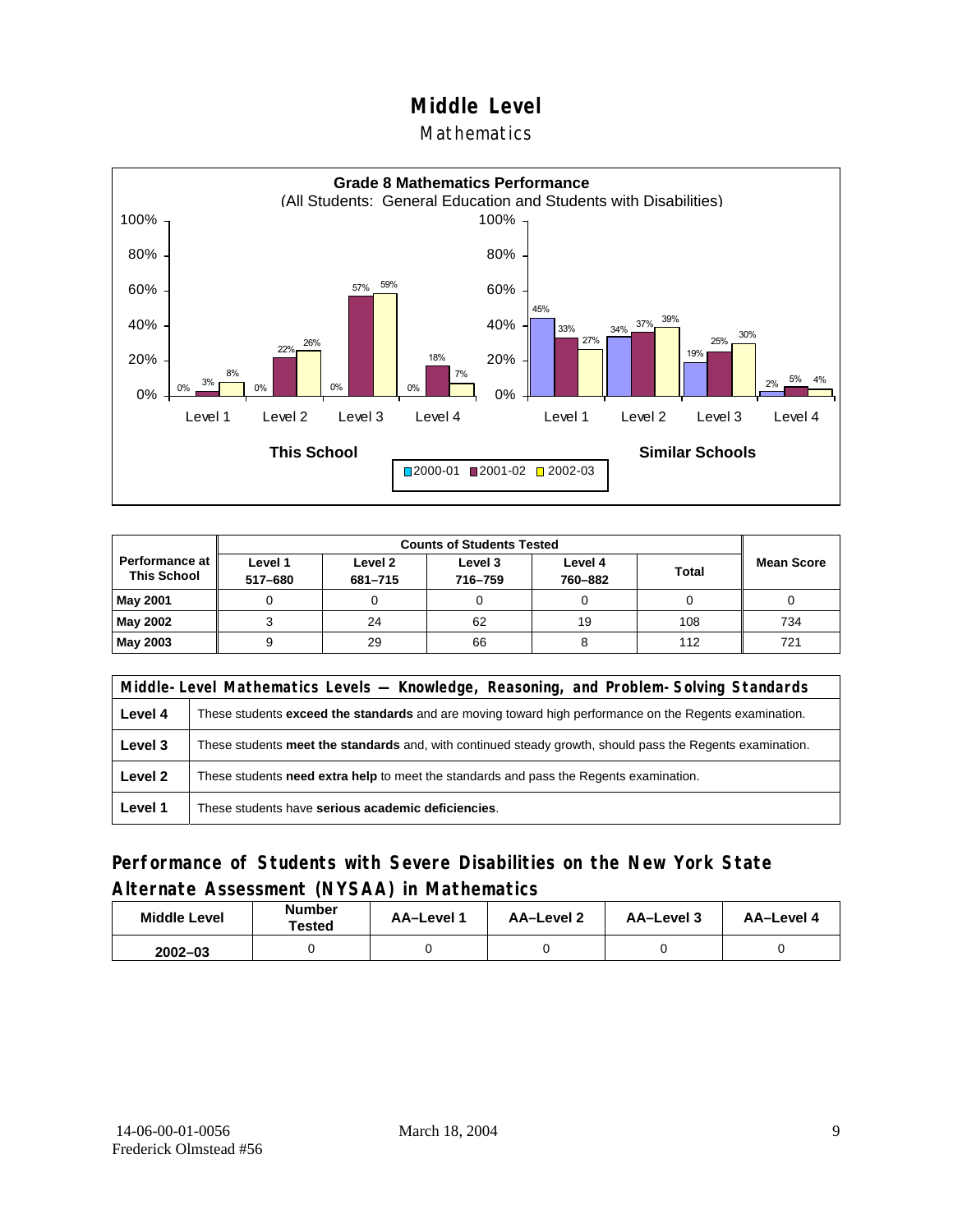# Middle Level

## Mathematics

**Grade 8 Mathematics Performance**
(All Students: General Education and Students with Disabilities)

| | This School 2000-01 | This School 2001-02 | This School 2002-03 | Similar Schools 2000-01 | Similar Schools 2001-02 | Similar Schools 2002-03 |
|---|---|---|---|---|---|---|
| Level 1 | 0% | 3% | 8% | 45% | 33% | 27% |
| Level 2 | 0% | 22% | 26% | 34% | 37% | 39% |
| Level 3 | 0% | 57% | 59% | 19% | 25% | 30% |
| Level 4 | 0% | 18% | 7% | 2% | 5% | 4% |

| Performance at This School | Counts of Students Tested | | | | | Mean Score |
|---|---|---|---|---|---|---|
| | Level 1 517–680 | Level 2 681–715 | Level 3 716–759 | Level 4 760–882 | Total | |
| **May 2001** | 0 | 0 | 0 | 0 | 0 | 0 |
| **May 2002** | 3 | 24 | 62 | 19 | 108 | 734 |
| **May 2003** | 9 | 29 | 66 | 8 | 112 | 721 |

| Middle-Level Mathematics Levels — Knowledge, Reasoning, and Problem-Solving Standards | |
|---|---|
| **Level 4** | These students **exceed the standards** and are moving toward high performance on the Regents examination. |
| **Level 3** | These students **meet the standards** and, with continued steady growth, should pass the Regents examination. |
| **Level 2** | These students **need extra help** to meet the standards and pass the Regents examination. |
| **Level 1** | These students have **serious academic deficiencies**. |

## Performance of Students with Severe Disabilities on the New York State Alternate Assessment (NYSAA) in Mathematics

| Middle Level | Number Tested | AA–Level 1 | AA–Level 2 | AA–Level 3 | AA–Level 4 |
|---|---|---|---|---|---|
| 2002–03 | 0 | 0 | 0 | 0 | 0 |

14-06-00-01-0056
Frederick Olmstead #56

March 18, 2004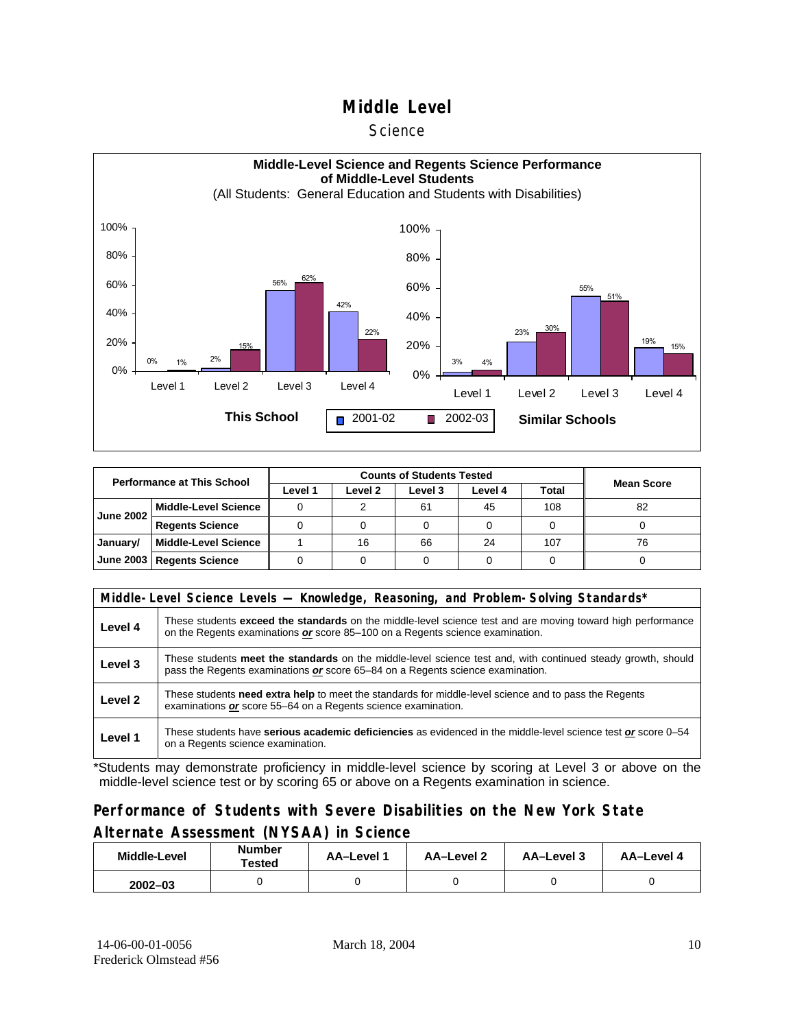# Middle Level

## Science

**Middle-Level Science and Regents Science Performance of Middle-Level Students**

(All Students: General Education and Students with Disabilities)

**This School**

| | 2001-02 | 2002-03 |
|---|---|---|
| Level 1 | 0% | 1% |
| Level 2 | 2% | 15% |
| Level 3 | 56% | 62% |
| Level 4 | 42% | 22% |

**Similar Schools**

| | 2001-02 | 2002-03 |
|---|---|---|
| Level 1 | 3% | 4% |
| Level 2 | 23% | 30% |
| Level 3 | 55% | 51% |
| Level 4 | 19% | 15% |

| Performance at This School | | Counts of Students Tested | | | | | Mean Score |
|---|---|---|---|---|---|---|---|
| | | Level 1 | Level 2 | Level 3 | Level 4 | Total | |
| June 2002 | Middle-Level Science | 0 | 2 | 61 | 45 | 108 | 82 |
| | Regents Science | 0 | 0 | 0 | 0 | 0 | 0 |
| January/ June 2003 | Middle-Level Science | 1 | 16 | 66 | 24 | 107 | 76 |
| | Regents Science | 0 | 0 | 0 | 0 | 0 | 0 |

| Middle-Level Science Levels — Knowledge, Reasoning, and Problem-Solving Standards* | |
|---|---|
| Level 4 | These students **exceed the standards** on the middle-level science test and are moving toward high performance on the Regents examinations ***or*** score 85–100 on a Regents science examination. |
| Level 3 | These students **meet the standards** on the middle-level science test and, with continued steady growth, should pass the Regents examinations ***or*** score 65–84 on a Regents science examination. |
| Level 2 | These students **need extra help** to meet the standards for middle-level science and to pass the Regents examinations ***or*** score 55–64 on a Regents science examination. |
| Level 1 | These students have **serious academic deficiencies** as evidenced in the middle-level science test ***or*** score 0–54 on a Regents science examination. |

*Students may demonstrate proficiency in middle-level science by scoring at Level 3 or above on the middle-level science test or by scoring 65 or above on a Regents examination in science.

## Performance of Students with Severe Disabilities on the New York State Alternate Assessment (NYSAA) in Science

| Middle-Level | Number Tested | AA–Level 1 | AA–Level 2 | AA–Level 3 | AA–Level 4 |
|---|---|---|---|---|---|
| 2002–03 | 0 | 0 | 0 | 0 | 0 |

14-06-00-01-0056
Frederick Olmstead #56

March 18, 2004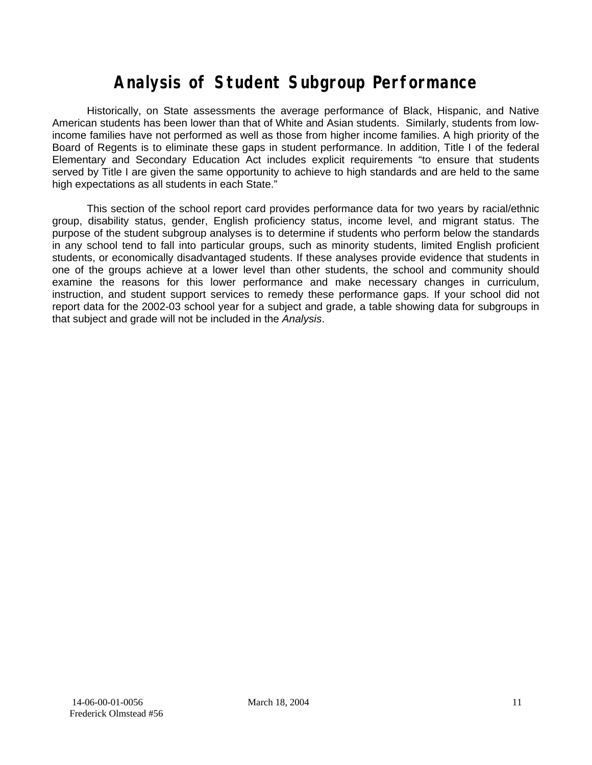# Analysis of Student Subgroup Performance

Historically, on State assessments the average performance of Black, Hispanic, and Native American students has been lower than that of White and Asian students. Similarly, students from low-income families have not performed as well as those from higher income families. A high priority of the Board of Regents is to eliminate these gaps in student performance. In addition, Title I of the federal Elementary and Secondary Education Act includes explicit requirements "to ensure that students served by Title I are given the same opportunity to achieve to high standards and are held to the same high expectations as all students in each State."

This section of the school report card provides performance data for two years by racial/ethnic group, disability status, gender, English proficiency status, income level, and migrant status. The purpose of the student subgroup analyses is to determine if students who perform below the standards in any school tend to fall into particular groups, such as minority students, limited English proficient students, or economically disadvantaged students. If these analyses provide evidence that students in one of the groups achieve at a lower level than other students, the school and community should examine the reasons for this lower performance and make necessary changes in curriculum, instruction, and student support services to remedy these performance gaps. If your school did not report data for the 2002-03 school year for a subject and grade, a table showing data for subgroups in that subject and grade will not be included in the *Analysis*.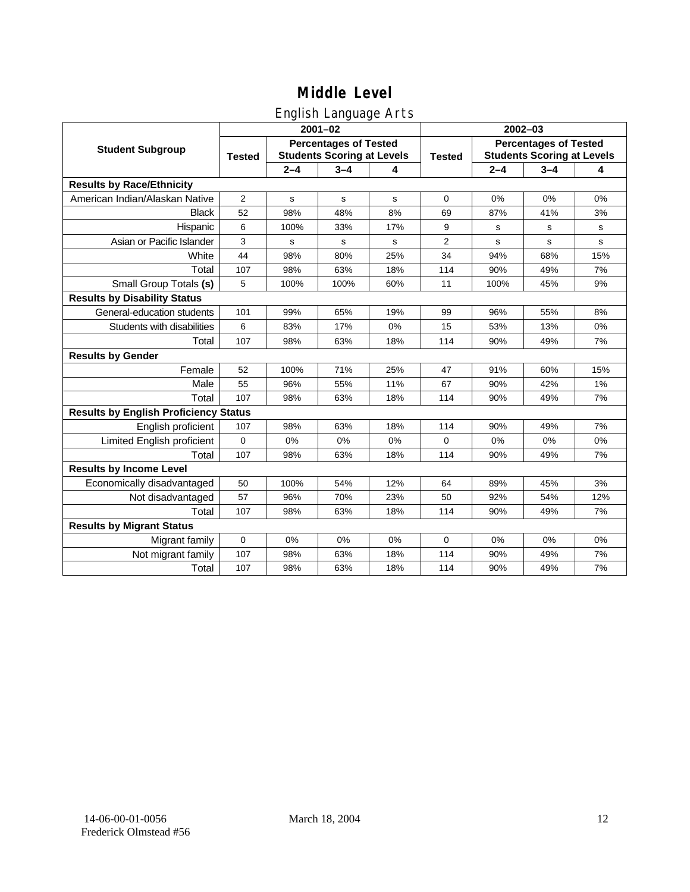# Middle Level

## English Language Arts

| Student Subgroup | 2001–02 | | | | 2002–03 | | | |
|---|---|---|---|---|---|---|---|---|
| | Tested | Percentages of Tested Students Scoring at Levels | | | Tested | Percentages of Tested Students Scoring at Levels | | |
| | | 2–4 | 3–4 | 4 | | 2–4 | 3–4 | 4 |
| **Results by Race/Ethnicity** | | | | | | | | |
| American Indian/Alaskan Native | 2 | s | s | s | 0 | 0% | 0% | 0% |
| Black | 52 | 98% | 48% | 8% | 69 | 87% | 41% | 3% |
| Hispanic | 6 | 100% | 33% | 17% | 9 | s | s | s |
| Asian or Pacific Islander | 3 | s | s | s | 2 | s | s | s |
| White | 44 | 98% | 80% | 25% | 34 | 94% | 68% | 15% |
| Total | 107 | 98% | 63% | 18% | 114 | 90% | 49% | 7% |
| Small Group Totals **(s)** | 5 | 100% | 100% | 60% | 11 | 100% | 45% | 9% |
| **Results by Disability Status** | | | | | | | | |
| General-education students | 101 | 99% | 65% | 19% | 99 | 96% | 55% | 8% |
| Students with disabilities | 6 | 83% | 17% | 0% | 15 | 53% | 13% | 0% |
| Total | 107 | 98% | 63% | 18% | 114 | 90% | 49% | 7% |
| **Results by Gender** | | | | | | | | |
| Female | 52 | 100% | 71% | 25% | 47 | 91% | 60% | 15% |
| Male | 55 | 96% | 55% | 11% | 67 | 90% | 42% | 1% |
| Total | 107 | 98% | 63% | 18% | 114 | 90% | 49% | 7% |
| **Results by English Proficiency Status** | | | | | | | | |
| English proficient | 107 | 98% | 63% | 18% | 114 | 90% | 49% | 7% |
| Limited English proficient | 0 | 0% | 0% | 0% | 0 | 0% | 0% | 0% |
| Total | 107 | 98% | 63% | 18% | 114 | 90% | 49% | 7% |
| **Results by Income Level** | | | | | | | | |
| Economically disadvantaged | 50 | 100% | 54% | 12% | 64 | 89% | 45% | 3% |
| Not disadvantaged | 57 | 96% | 70% | 23% | 50 | 92% | 54% | 12% |
| Total | 107 | 98% | 63% | 18% | 114 | 90% | 49% | 7% |
| **Results by Migrant Status** | | | | | | | | |
| Migrant family | 0 | 0% | 0% | 0% | 0 | 0% | 0% | 0% |
| Not migrant family | 107 | 98% | 63% | 18% | 114 | 90% | 49% | 7% |
| Total | 107 | 98% | 63% | 18% | 114 | 90% | 49% | 7% |

14-06-00-01-0056
Frederick Olmstead #56

March 18, 2004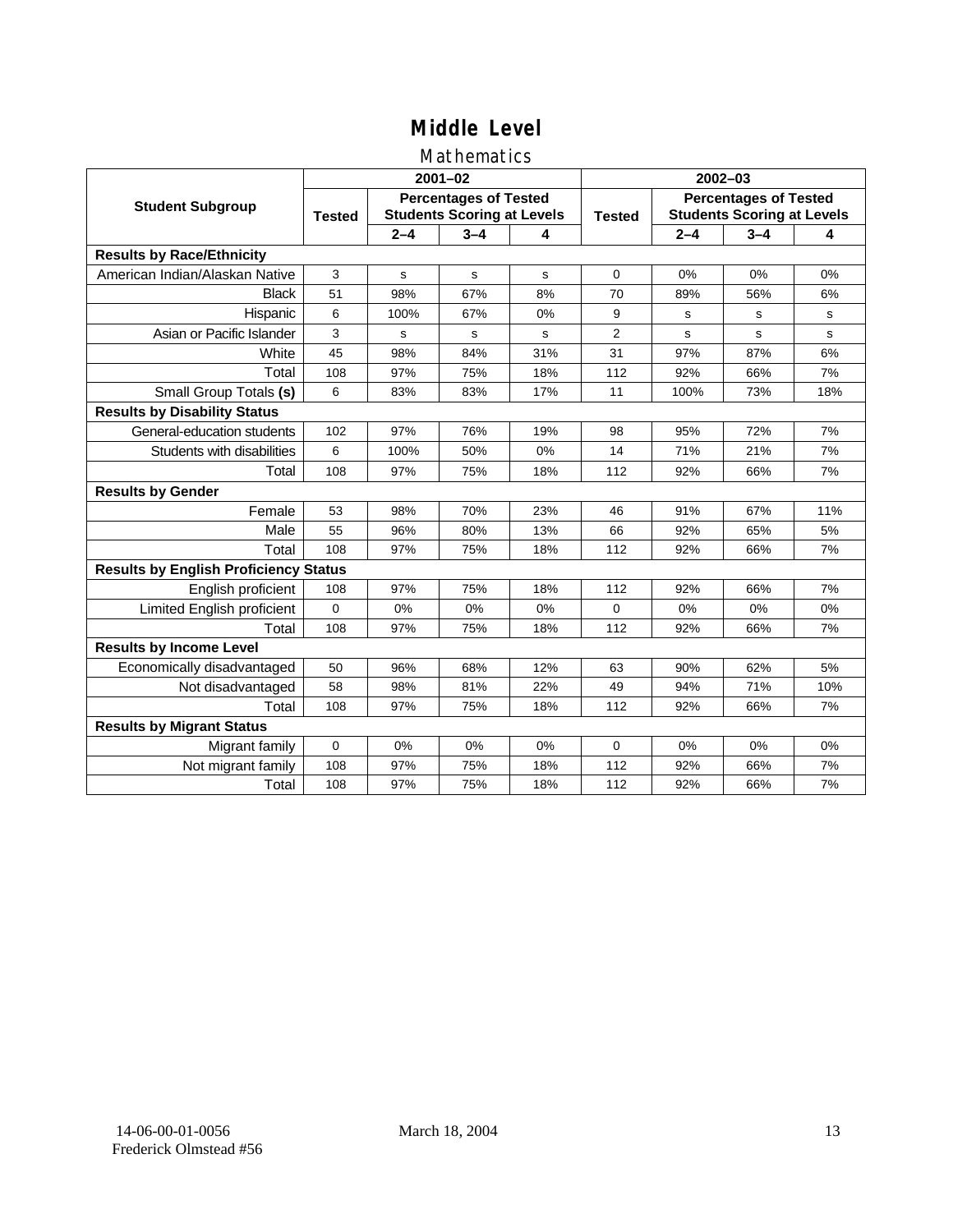# Middle Level

## Mathematics

| Student Subgroup | 2001–02 | | | | 2002–03 | | | |
|---|---|---|---|---|---|---|---|---|
| | Tested | Percentages of Tested Students Scoring at Levels | | | Tested | Percentages of Tested Students Scoring at Levels | | |
| | | 2–4 | 3–4 | 4 | | 2–4 | 3–4 | 4 |
| **Results by Race/Ethnicity** | | | | | | | | |
| American Indian/Alaskan Native | 3 | s | s | s | 0 | 0% | 0% | 0% |
| Black | 51 | 98% | 67% | 8% | 70 | 89% | 56% | 6% |
| Hispanic | 6 | 100% | 67% | 0% | 9 | s | s | s |
| Asian or Pacific Islander | 3 | s | s | s | 2 | s | s | s |
| White | 45 | 98% | 84% | 31% | 31 | 97% | 87% | 6% |
| Total | 108 | 97% | 75% | 18% | 112 | 92% | 66% | 7% |
| Small Group Totals **(s)** | 6 | 83% | 83% | 17% | 11 | 100% | 73% | 18% |
| **Results by Disability Status** | | | | | | | | |
| General-education students | 102 | 97% | 76% | 19% | 98 | 95% | 72% | 7% |
| Students with disabilities | 6 | 100% | 50% | 0% | 14 | 71% | 21% | 7% |
| Total | 108 | 97% | 75% | 18% | 112 | 92% | 66% | 7% |
| **Results by Gender** | | | | | | | | |
| Female | 53 | 98% | 70% | 23% | 46 | 91% | 67% | 11% |
| Male | 55 | 96% | 80% | 13% | 66 | 92% | 65% | 5% |
| Total | 108 | 97% | 75% | 18% | 112 | 92% | 66% | 7% |
| **Results by English Proficiency Status** | | | | | | | | |
| English proficient | 108 | 97% | 75% | 18% | 112 | 92% | 66% | 7% |
| Limited English proficient | 0 | 0% | 0% | 0% | 0 | 0% | 0% | 0% |
| Total | 108 | 97% | 75% | 18% | 112 | 92% | 66% | 7% |
| **Results by Income Level** | | | | | | | | |
| Economically disadvantaged | 50 | 96% | 68% | 12% | 63 | 90% | 62% | 5% |
| Not disadvantaged | 58 | 98% | 81% | 22% | 49 | 94% | 71% | 10% |
| Total | 108 | 97% | 75% | 18% | 112 | 92% | 66% | 7% |
| **Results by Migrant Status** | | | | | | | | |
| Migrant family | 0 | 0% | 0% | 0% | 0 | 0% | 0% | 0% |
| Not migrant family | 108 | 97% | 75% | 18% | 112 | 92% | 66% | 7% |
| Total | 108 | 97% | 75% | 18% | 112 | 92% | 66% | 7% |

14-06-00-01-0056
Frederick Olmstead #56

March 18, 2004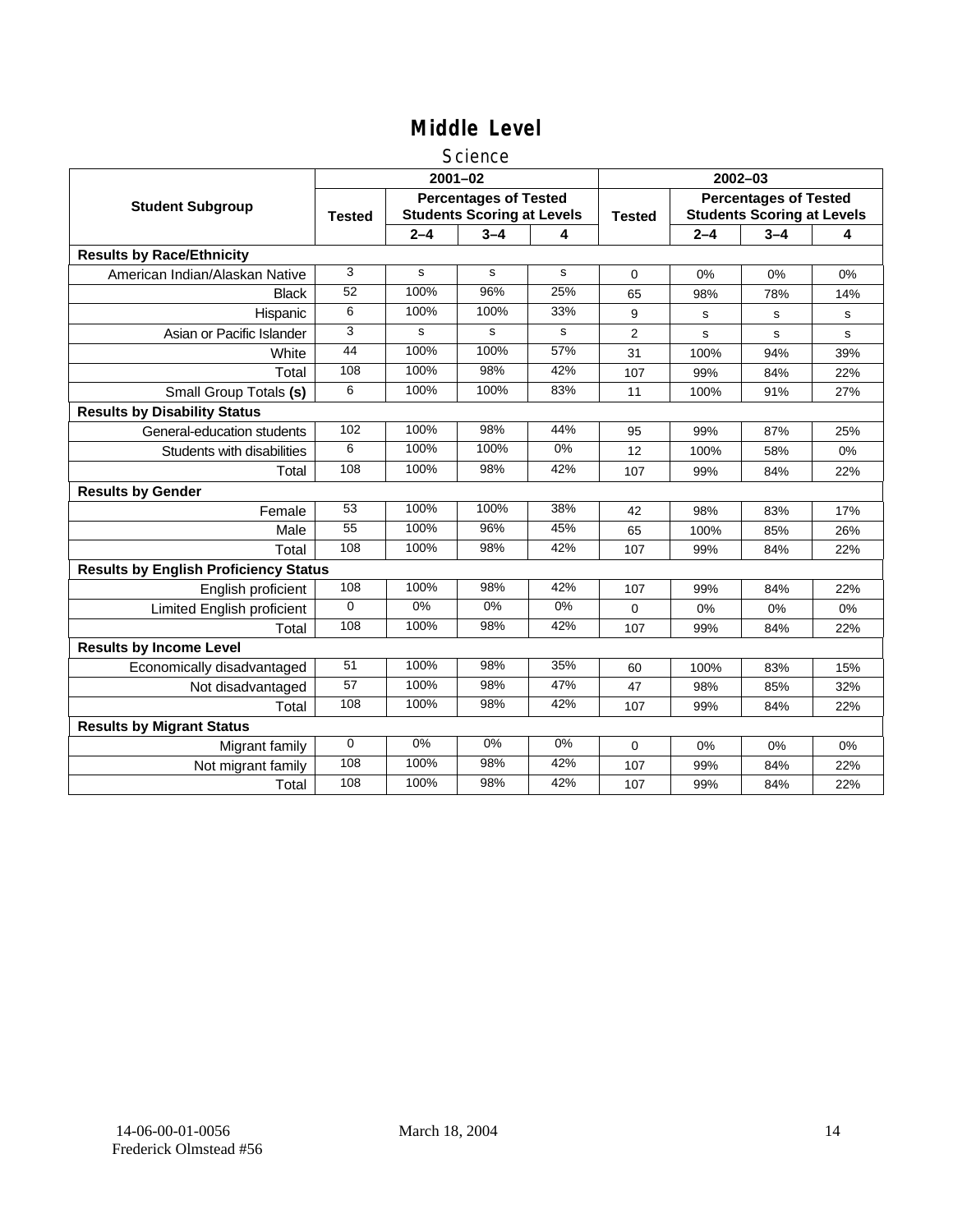# Middle Level

## Science

| Student Subgroup | 2001–02 | | | | 2002–03 | | | |
|---|---|---|---|---|---|---|---|---|
| | Tested | Percentages of Tested Students Scoring at Levels | | | Tested | Percentages of Tested Students Scoring at Levels | | |
| | | 2–4 | 3–4 | 4 | | 2–4 | 3–4 | 4 |
| **Results by Race/Ethnicity** | | | | | | | | |
| American Indian/Alaskan Native | 3 | s | s | s | 0 | 0% | 0% | 0% |
| Black | 52 | 100% | 96% | 25% | 65 | 98% | 78% | 14% |
| Hispanic | 6 | 100% | 100% | 33% | 9 | s | s | s |
| Asian or Pacific Islander | 3 | s | s | s | 2 | s | s | s |
| White | 44 | 100% | 100% | 57% | 31 | 100% | 94% | 39% |
| Total | 108 | 100% | 98% | 42% | 107 | 99% | 84% | 22% |
| Small Group Totals **(s)** | 6 | 100% | 100% | 83% | 11 | 100% | 91% | 27% |
| **Results by Disability Status** | | | | | | | | |
| General-education students | 102 | 100% | 98% | 44% | 95 | 99% | 87% | 25% |
| Students with disabilities | 6 | 100% | 100% | 0% | 12 | 100% | 58% | 0% |
| Total | 108 | 100% | 98% | 42% | 107 | 99% | 84% | 22% |
| **Results by Gender** | | | | | | | | |
| Female | 53 | 100% | 100% | 38% | 42 | 98% | 83% | 17% |
| Male | 55 | 100% | 96% | 45% | 65 | 100% | 85% | 26% |
| Total | 108 | 100% | 98% | 42% | 107 | 99% | 84% | 22% |
| **Results by English Proficiency Status** | | | | | | | | |
| English proficient | 108 | 100% | 98% | 42% | 107 | 99% | 84% | 22% |
| Limited English proficient | 0 | 0% | 0% | 0% | 0 | 0% | 0% | 0% |
| Total | 108 | 100% | 98% | 42% | 107 | 99% | 84% | 22% |
| **Results by Income Level** | | | | | | | | |
| Economically disadvantaged | 51 | 100% | 98% | 35% | 60 | 100% | 83% | 15% |
| Not disadvantaged | 57 | 100% | 98% | 47% | 47 | 98% | 85% | 32% |
| Total | 108 | 100% | 98% | 42% | 107 | 99% | 84% | 22% |
| **Results by Migrant Status** | | | | | | | | |
| Migrant family | 0 | 0% | 0% | 0% | 0 | 0% | 0% | 0% |
| Not migrant family | 108 | 100% | 98% | 42% | 107 | 99% | 84% | 22% |
| Total | 108 | 100% | 98% | 42% | 107 | 99% | 84% | 22% |

14-06-00-01-0056 Frederick Olmstead #56 March 18, 2004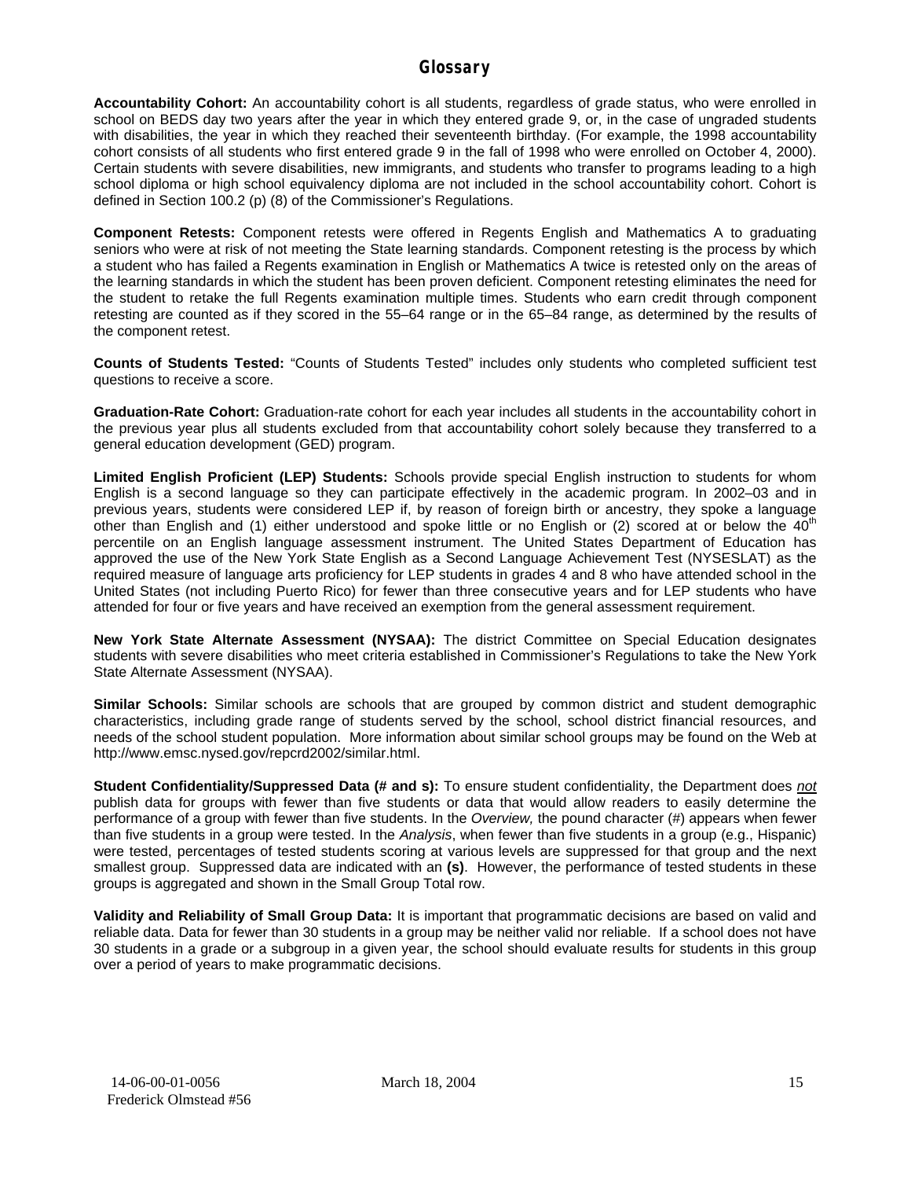# Glossary

**Accountability Cohort:** An accountability cohort is all students, regardless of grade status, who were enrolled in school on BEDS day two years after the year in which they entered grade 9, or, in the case of ungraded students with disabilities, the year in which they reached their seventeenth birthday. (For example, the 1998 accountability cohort consists of all students who first entered grade 9 in the fall of 1998 who were enrolled on October 4, 2000). Certain students with severe disabilities, new immigrants, and students who transfer to programs leading to a high school diploma or high school equivalency diploma are not included in the school accountability cohort. Cohort is defined in Section 100.2 (p) (8) of the Commissioner's Regulations.

**Component Retests:** Component retests were offered in Regents English and Mathematics A to graduating seniors who were at risk of not meeting the State learning standards. Component retesting is the process by which a student who has failed a Regents examination in English or Mathematics A twice is retested only on the areas of the learning standards in which the student has been proven deficient. Component retesting eliminates the need for the student to retake the full Regents examination multiple times. Students who earn credit through component retesting are counted as if they scored in the 55–64 range or in the 65–84 range, as determined by the results of the component retest.

**Counts of Students Tested:** "Counts of Students Tested" includes only students who completed sufficient test questions to receive a score.

**Graduation-Rate Cohort:** Graduation-rate cohort for each year includes all students in the accountability cohort in the previous year plus all students excluded from that accountability cohort solely because they transferred to a general education development (GED) program.

**Limited English Proficient (LEP) Students:** Schools provide special English instruction to students for whom English is a second language so they can participate effectively in the academic program. In 2002–03 and in previous years, students were considered LEP if, by reason of foreign birth or ancestry, they spoke a language other than English and (1) either understood and spoke little or no English or (2) scored at or below the 40th percentile on an English language assessment instrument. The United States Department of Education has approved the use of the New York State English as a Second Language Achievement Test (NYSESLAT) as the required measure of language arts proficiency for LEP students in grades 4 and 8 who have attended school in the United States (not including Puerto Rico) for fewer than three consecutive years and for LEP students who have attended for four or five years and have received an exemption from the general assessment requirement.

**New York State Alternate Assessment (NYSAA):** The district Committee on Special Education designates students with severe disabilities who meet criteria established in Commissioner's Regulations to take the New York State Alternate Assessment (NYSAA).

**Similar Schools:** Similar schools are schools that are grouped by common district and student demographic characteristics, including grade range of students served by the school, school district financial resources, and needs of the school student population. More information about similar school groups may be found on the Web at http://www.emsc.nysed.gov/repcrd2002/similar.html.

**Student Confidentiality/Suppressed Data (# and s):** To ensure student confidentiality, the Department does *not* publish data for groups with fewer than five students or data that would allow readers to easily determine the performance of a group with fewer than five students. In the *Overview,* the pound character (#) appears when fewer than five students in a group were tested. In the *Analysis*, when fewer than five students in a group (e.g., Hispanic) were tested, percentages of tested students scoring at various levels are suppressed for that group and the next smallest group. Suppressed data are indicated with an **(s)**. However, the performance of tested students in these groups is aggregated and shown in the Small Group Total row.

**Validity and Reliability of Small Group Data:** It is important that programmatic decisions are based on valid and reliable data. Data for fewer than 30 students in a group may be neither valid nor reliable. If a school does not have 30 students in a grade or a subgroup in a given year, the school should evaluate results for students in this group over a period of years to make programmatic decisions.